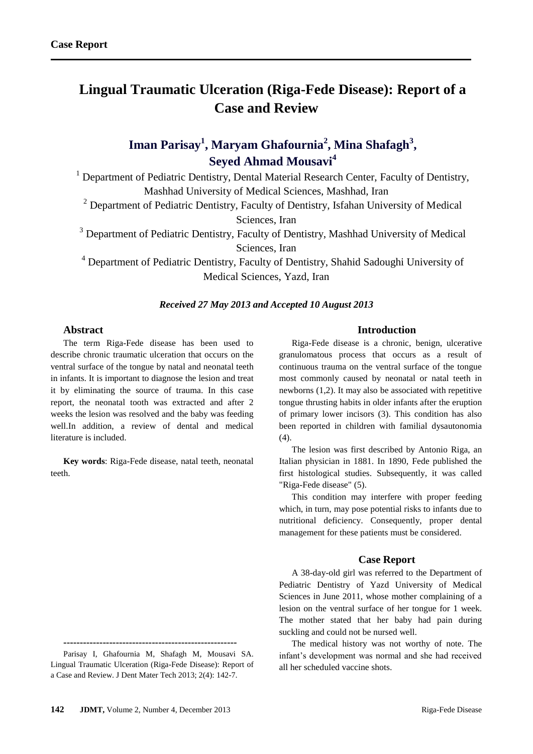**Case Report**

# Lingual Traumatic Ulceration (Riga-Fede Disease): Report of a Case and Review

**Iman Parisay[1], Maryam Ghafournia[2], Mina Shafagh[3], Seyed Ahmad Mousavi[4]**

[1] Department of Pediatric Dentistry, Dental Material Research Center, Faculty of Dentistry, Mashhad University of Medical Sciences, Mashhad, Iran

[2] Department of Pediatric Dentistry, Faculty of Dentistry, Isfahan University of Medical Sciences, Iran

[3] Department of Pediatric Dentistry, Faculty of Dentistry, Mashhad University of Medical Sciences, Iran

[4] Department of Pediatric Dentistry, Faculty of Dentistry, Shahid Sadoughi University of Medical Sciences, Yazd, Iran

***Received 27 May 2013 and Accepted 10 August 2013***

## Abstract

The term Riga-Fede disease has been used to describe chronic traumatic ulceration that occurs on the ventral surface of the tongue by natal and neonatal teeth in infants. It is important to diagnose the lesion and treat it by eliminating the source of trauma. In this case report, the neonatal tooth was extracted and after 2 weeks the lesion was resolved and the baby was feeding well.In addition, a review of dental and medical literature is included.

**Key words**: Riga-Fede disease, natal teeth, neonatal teeth.

-----------------------------------------------------

Parisay I, Ghafournia M, Shafagh M, Mousavi SA. Lingual Traumatic Ulceration (Riga-Fede Disease): Report of a Case and Review. J Dent Mater Tech 2013; 2(4): 142-7.

## Introduction

Riga-Fede disease is a chronic, benign, ulcerative granulomatous process that occurs as a result of continuous trauma on the ventral surface of the tongue most commonly caused by neonatal or natal teeth in newborns (1,2). It may also be associated with repetitive tongue thrusting habits in older infants after the eruption of primary lower incisors (3). This condition has also been reported in children with familial dysautonomia (4).

The lesion was first described by Antonio Riga, an Italian physician in 1881. In 1890, Fede published the first histological studies. Subsequently, it was called "Riga-Fede disease" (5).

This condition may interfere with proper feeding which, in turn, may pose potential risks to infants due to nutritional deficiency. Consequently, proper dental management for these patients must be considered.

## Case Report

A 38-day-old girl was referred to the Department of Pediatric Dentistry of Yazd University of Medical Sciences in June 2011, whose mother complaining of a lesion on the ventral surface of her tongue for 1 week. The mother stated that her baby had pain during suckling and could not be nursed well.

The medical history was not worthy of note. The infant's development was normal and she had received all her scheduled vaccine shots.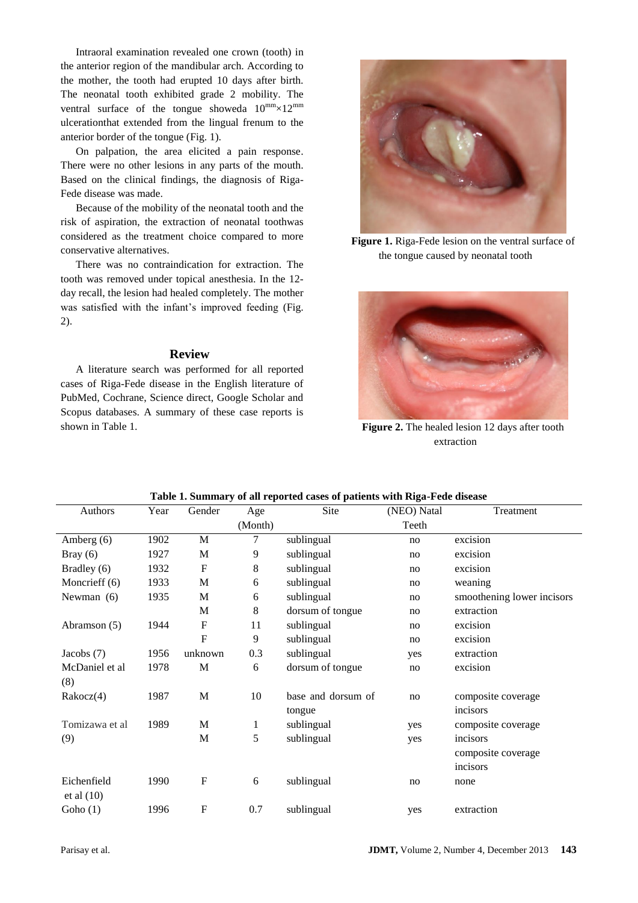Intraoral examination revealed one crown (tooth) in the anterior region of the mandibular arch. According to the mother, the tooth had erupted 10 days after birth. The neonatal tooth exhibited grade 2 mobility. The ventral surface of the tongue showeda $10^{mm}\times12^{mm}$ ulcerationthat extended from the lingual frenum to the anterior border of the tongue (Fig. 1).

On palpation, the area elicited a pain response. There were no other lesions in any parts of the mouth. Based on the clinical findings, the diagnosis of Riga-Fede disease was made.

Because of the mobility of the neonatal tooth and the risk of aspiration, the extraction of neonatal toothwas considered as the treatment choice compared to more conservative alternatives.

There was no contraindication for extraction. The tooth was removed under topical anesthesia. In the 12-day recall, the lesion had healed completely. The mother was satisfied with the infant's improved feeding (Fig. 2).

**Figure 1.** Riga-Fede lesion on the ventral surface of the tongue caused by neonatal tooth

**Figure 2.** The healed lesion 12 days after tooth extraction

## Review

A literature search was performed for all reported cases of Riga-Fede disease in the English literature of PubMed, Cochrane, Science direct, Google Scholar and Scopus databases. A summary of these case reports is shown in Table 1.

**Table 1. Summary of all reported cases of patients with Riga-Fede disease**

| Authors | Year | Gender | Age (Month) | Site | (NEO) Natal Teeth | Treatment |
|---|---|---|---|---|---|---|
| Amberg (6) | 1902 | M | 7 | sublingual | no | excision |
| Bray (6) | 1927 | M | 9 | sublingual | no | excision |
| Bradley (6) | 1932 | F | 8 | sublingual | no | excision |
| Moncrieff (6) | 1933 | M | 6 | sublingual | no | weaning |
| Newman (6) | 1935 | M | 6 | sublingual | no | smoothening lower incisors |
| | | M | 8 | dorsum of tongue | no | extraction |
| Abramson (5) | 1944 | F | 11 | sublingual | no | excision |
| | | F | 9 | sublingual | no | excision |
| Jacobs (7) | 1956 | unknown | 0.3 | sublingual | yes | extraction |
| McDaniel et al (8) | 1978 | M | 6 | dorsum of tongue | no | excision |
| Rakocz(4) | 1987 | M | 10 | base and dorsum of tongue | no | composite coverage incisors |
| Tomizawa et al (9) | 1989 | M | 1 | sublingual | yes | composite coverage incisors |
| | | M | 5 | sublingual | yes | composite coverage incisors |
| Eichenfield et al (10) | 1990 | F | 6 | sublingual | no | none |
| Goho (1) | 1996 | F | 0.7 | sublingual | yes | extraction |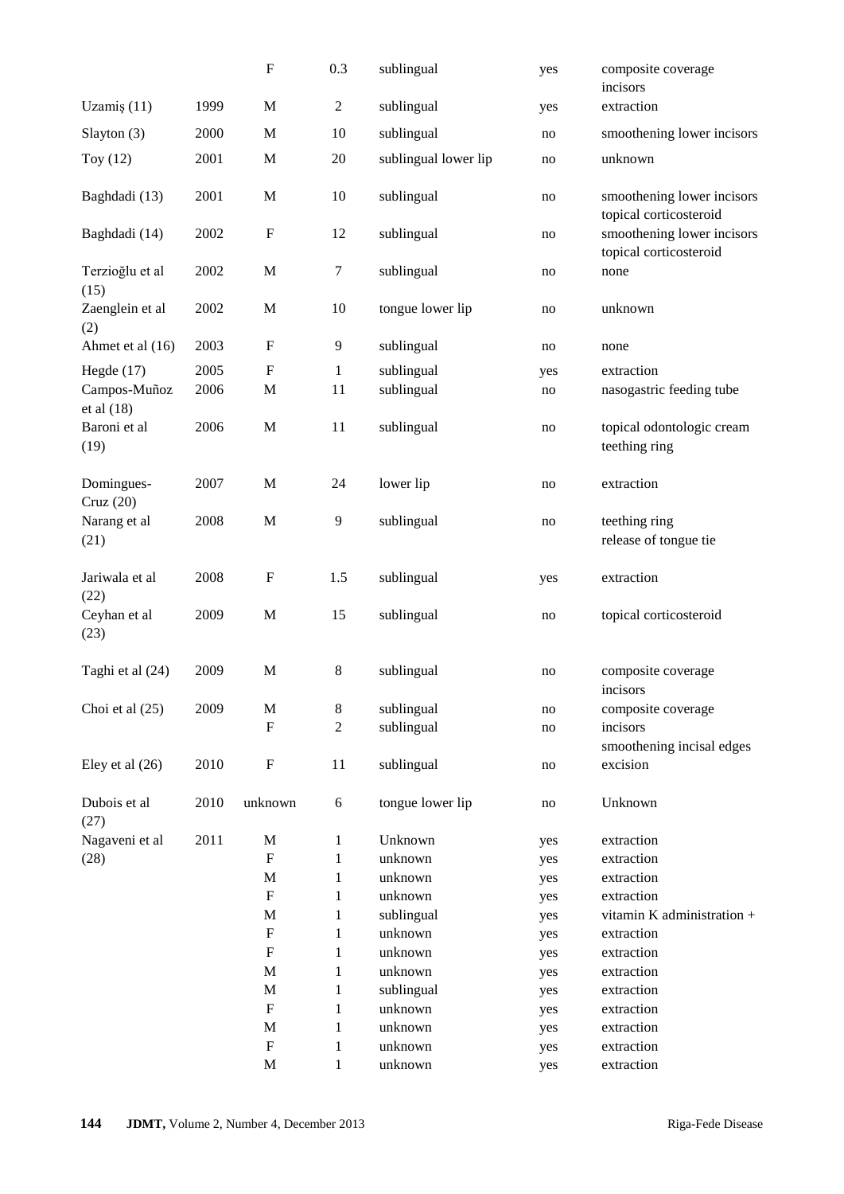|  |  | F | 0.3 | sublingual | yes | composite coverage incisors |
|---|---|---|---|---|---|---|
| Uzamiş (11) | 1999 | M | 2 | sublingual | yes | extraction |
| Slayton (3) | 2000 | M | 10 | sublingual | no | smoothening lower incisors |
| Toy (12) | 2001 | M | 20 | sublingual lower lip | no | unknown |
| Baghdadi (13) | 2001 | M | 10 | sublingual | no | smoothening lower incisors topical corticosteroid |
| Baghdadi (14) | 2002 | F | 12 | sublingual | no | smoothening lower incisors topical corticosteroid |
| Terzioğlu et al (15) | 2002 | M | 7 | sublingual | no | none |
| Zaenglein et al (2) | 2002 | M | 10 | tongue lower lip | no | unknown |
| Ahmet et al (16) | 2003 | F | 9 | sublingual | no | none |
| Hegde (17) | 2005 | F | 1 | sublingual | yes | extraction |
| Campos-Muñoz et al (18) | 2006 | M | 11 | sublingual | no | nasogastric feeding tube |
| Baroni et al (19) | 2006 | M | 11 | sublingual | no | topical odontologic cream teething ring |
| Domingues-Cruz (20) | 2007 | M | 24 | lower lip | no | extraction |
| Narang et al (21) | 2008 | M | 9 | sublingual | no | teething ring release of tongue tie |
| Jariwala et al (22) | 2008 | F | 1.5 | sublingual | yes | extraction |
| Ceyhan et al (23) | 2009 | M | 15 | sublingual | no | topical corticosteroid |
| Taghi et al (24) | 2009 | M | 8 | sublingual | no | composite coverage incisors |
| Choi et al (25) | 2009 | M | 8 | sublingual | no | composite coverage incisors |
|  |  | F | 2 | sublingual | no | smoothening incisal edges |
| Eley et al (26) | 2010 | F | 11 | sublingual | no | excision |
| Dubois et al (27) | 2010 | unknown | 6 | tongue lower lip | no | Unknown |
| Nagaveni et al (28) | 2011 | M | 1 | Unknown | yes | extraction |
|  |  | F | 1 | unknown | yes | extraction |
|  |  | M | 1 | unknown | yes | extraction |
|  |  | F | 1 | unknown | yes | extraction |
|  |  | M | 1 | sublingual | yes | vitamin K administration + |
|  |  | F | 1 | unknown | yes | extraction |
|  |  | F | 1 | unknown | yes | extraction |
|  |  | M | 1 | unknown | yes | extraction |
|  |  | M | 1 | sublingual | yes | extraction |
|  |  | F | 1 | unknown | yes | extraction |
|  |  | M | 1 | unknown | yes | extraction |
|  |  | F | 1 | unknown | yes | extraction |
|  |  | M | 1 | unknown | yes | extraction |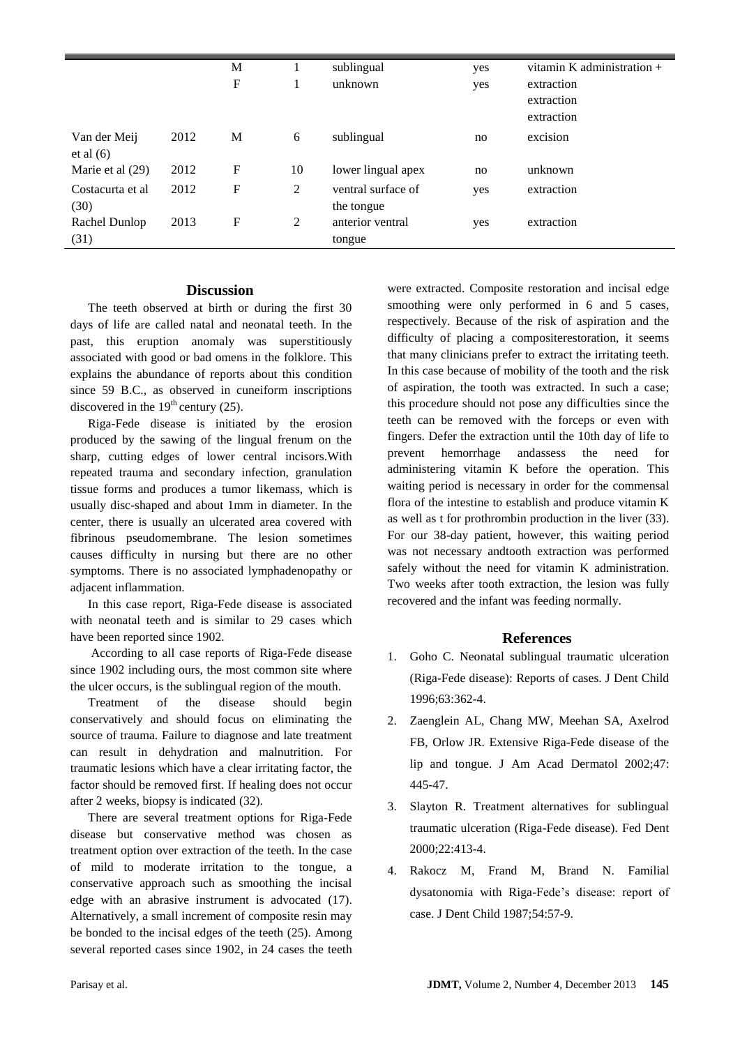| | | | | | | |
|---|---|---|---|---|---|---|
| | | M | 1 | sublingual | yes | vitamin K administration + |
| | | F | 1 | unknown | yes | extraction |
| | | | | | | extraction |
| | | | | | | extraction |
| Van der Meij et al (6) | 2012 | M | 6 | sublingual | no | excision |
| Marie et al (29) | 2012 | F | 10 | lower lingual apex | no | unknown |
| Costacurta et al (30) | 2012 | F | 2 | ventral surface of the tongue | yes | extraction |
| Rachel Dunlop (31) | 2013 | F | 2 | anterior ventral tongue | yes | extraction |

## Discussion

The teeth observed at birth or during the first 30 days of life are called natal and neonatal teeth. In the past, this eruption anomaly was superstitiously associated with good or bad omens in the folklore. This explains the abundance of reports about this condition since 59 B.C., as observed in cuneiform inscriptions discovered in the 19th century (25).

Riga-Fede disease is initiated by the erosion produced by the sawing of the lingual frenum on the sharp, cutting edges of lower central incisors.With repeated trauma and secondary infection, granulation tissue forms and produces a tumor likemass, which is usually disc-shaped and about 1mm in diameter. In the center, there is usually an ulcerated area covered with fibrinous pseudomembrane. The lesion sometimes causes difficulty in nursing but there are no other symptoms. There is no associated lymphadenopathy or adjacent inflammation.

In this case report, Riga-Fede disease is associated with neonatal teeth and is similar to 29 cases which have been reported since 1902.

According to all case reports of Riga-Fede disease since 1902 including ours, the most common site where the ulcer occurs, is the sublingual region of the mouth.

Treatment of the disease should begin conservatively and should focus on eliminating the source of trauma. Failure to diagnose and late treatment can result in dehydration and malnutrition. For traumatic lesions which have a clear irritating factor, the factor should be removed first. If healing does not occur after 2 weeks, biopsy is indicated (32).

There are several treatment options for Riga-Fede disease but conservative method was chosen as treatment option over extraction of the teeth. In the case of mild to moderate irritation to the tongue, a conservative approach such as smoothing the incisal edge with an abrasive instrument is advocated (17). Alternatively, a small increment of composite resin may be bonded to the incisal edges of the teeth (25). Among several reported cases since 1902, in 24 cases the teeth were extracted. Composite restoration and incisal edge smoothing were only performed in 6 and 5 cases, respectively. Because of the risk of aspiration and the difficulty of placing a compositerestoration, it seems that many clinicians prefer to extract the irritating teeth. In this case because of mobility of the tooth and the risk of aspiration, the tooth was extracted. In such a case; this procedure should not pose any difficulties since the teeth can be removed with the forceps or even with fingers. Defer the extraction until the 10th day of life to prevent hemorrhage andassess the need for administering vitamin K before the operation. This waiting period is necessary in order for the commensal flora of the intestine to establish and produce vitamin K as well as t for prothrombin production in the liver (33). For our 38-day patient, however, this waiting period was not necessary andtooth extraction was performed safely without the need for vitamin K administration. Two weeks after tooth extraction, the lesion was fully recovered and the infant was feeding normally.

## References

1. Goho C. Neonatal sublingual traumatic ulceration (Riga-Fede disease): Reports of cases. J Dent Child 1996;63:362-4.
2. Zaenglein AL, Chang MW, Meehan SA, Axelrod FB, Orlow JR. Extensive Riga-Fede disease of the lip and tongue. J Am Acad Dermatol 2002;47: 445-47.
3. Slayton R. Treatment alternatives for sublingual traumatic ulceration (Riga-Fede disease). Fed Dent 2000;22:413-4.
4. Rakocz M, Frand M, Brand N. Familial dysatonomia with Riga-Fede's disease: report of case. J Dent Child 1987;54:57-9.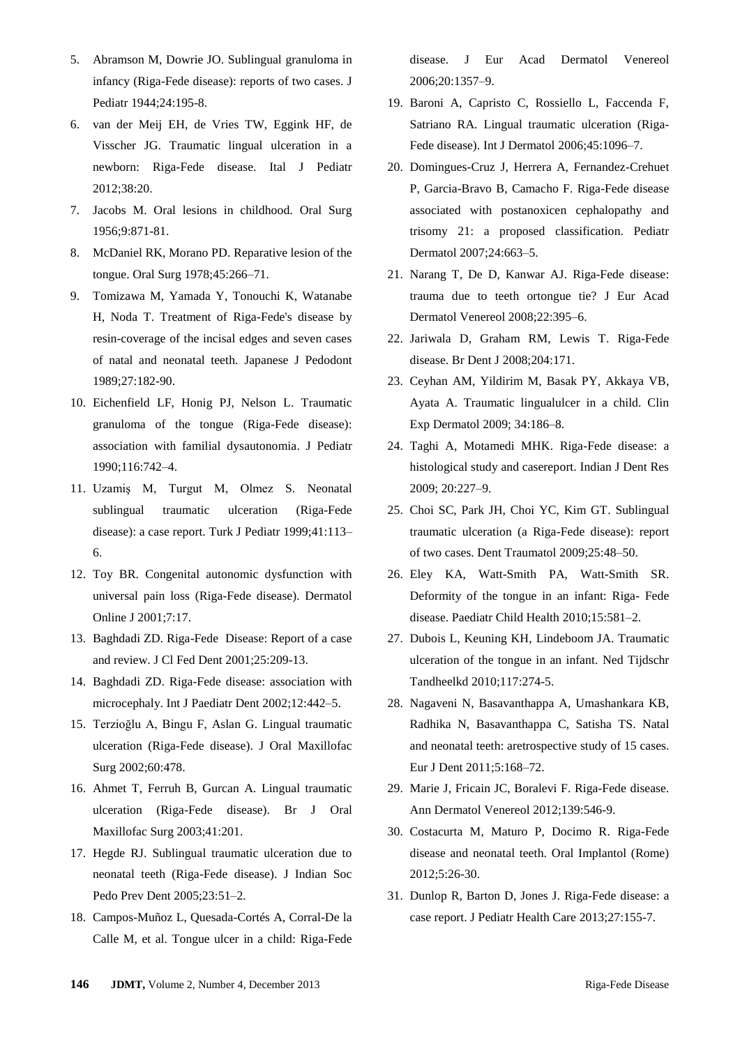5. Abramson M, Dowrie JO. Sublingual granuloma in infancy (Riga-Fede disease): reports of two cases. J Pediatr 1944;24:195-8.
6. van der Meij EH, de Vries TW, Eggink HF, de Visscher JG. Traumatic lingual ulceration in a newborn: Riga-Fede disease. Ital J Pediatr 2012;38:20.
7. Jacobs M. Oral lesions in childhood. Oral Surg 1956;9:871-81.
8. McDaniel RK, Morano PD. Reparative lesion of the tongue. Oral Surg 1978;45:266–71.
9. Tomizawa M, Yamada Y, Tonouchi K, Watanabe H, Noda T. Treatment of Riga-Fede's disease by resin-coverage of the incisal edges and seven cases of natal and neonatal teeth. Japanese J Pedodont 1989;27:182-90.
10. Eichenfield LF, Honig PJ, Nelson L. Traumatic granuloma of the tongue (Riga-Fede disease): association with familial dysautonomia. J Pediatr 1990;116:742–4.
11. Uzamiş M, Turgut M, Olmez S. Neonatal sublingual traumatic ulceration (Riga-Fede disease): a case report. Turk J Pediatr 1999;41:113–6.
12. Toy BR. Congenital autonomic dysfunction with universal pain loss (Riga-Fede disease). Dermatol Online J 2001;7:17.
13. Baghdadi ZD. Riga-Fede Disease: Report of a case and review. J Cl Fed Dent 2001;25:209-13.
14. Baghdadi ZD. Riga-Fede disease: association with microcephaly. Int J Paediatr Dent 2002;12:442–5.
15. Terzioğlu A, Bingu F, Aslan G. Lingual traumatic ulceration (Riga-Fede disease). J Oral Maxillofac Surg 2002;60:478.
16. Ahmet T, Ferruh B, Gurcan A. Lingual traumatic ulceration (Riga-Fede disease). Br J Oral Maxillofac Surg 2003;41:201.
17. Hegde RJ. Sublingual traumatic ulceration due to neonatal teeth (Riga-Fede disease). J Indian Soc Pedo Prev Dent 2005;23:51–2.
18. Campos-Muñoz L, Quesada-Cortés A, Corral-De la Calle M, et al. Tongue ulcer in a child: Riga-Fede disease. J Eur Acad Dermatol Venereol 2006;20:1357–9.
19. Baroni A, Capristo C, Rossiello L, Faccenda F, Satriano RA. Lingual traumatic ulceration (Riga-Fede disease). Int J Dermatol 2006;45:1096–7.
20. Domingues-Cruz J, Herrera A, Fernandez-Crehuet P, Garcia-Bravo B, Camacho F. Riga-Fede disease associated with postanoxicen cephalopathy and trisomy 21: a proposed classification. Pediatr Dermatol 2007;24:663–5.
21. Narang T, De D, Kanwar AJ. Riga-Fede disease: trauma due to teeth ortongue tie? J Eur Acad Dermatol Venereol 2008;22:395–6.
22. Jariwala D, Graham RM, Lewis T. Riga-Fede disease. Br Dent J 2008;204:171.
23. Ceyhan AM, Yildirim M, Basak PY, Akkaya VB, Ayata A. Traumatic lingualulcer in a child. Clin Exp Dermatol 2009; 34:186–8.
24. Taghi A, Motamedi MHK. Riga-Fede disease: a histological study and casereport. Indian J Dent Res 2009; 20:227–9.
25. Choi SC, Park JH, Choi YC, Kim GT. Sublingual traumatic ulceration (a Riga-Fede disease): report of two cases. Dent Traumatol 2009;25:48–50.
26. Eley KA, Watt-Smith PA, Watt-Smith SR. Deformity of the tongue in an infant: Riga- Fede disease. Paediatr Child Health 2010;15:581–2.
27. Dubois L, Keuning KH, Lindeboom JA. Traumatic ulceration of the tongue in an infant. Ned Tijdschr Tandheelkd 2010;117:274-5.
28. Nagaveni N, Basavanthappa A, Umashankara KB, Radhika N, Basavanthappa C, Satisha TS. Natal and neonatal teeth: aretrospective study of 15 cases. Eur J Dent 2011;5:168–72.
29. Marie J, Fricain JC, Boralevi F. Riga-Fede disease. Ann Dermatol Venereol 2012;139:546-9.
30. Costacurta M, Maturo P, Docimo R. Riga-Fede disease and neonatal teeth. Oral Implantol (Rome) 2012;5:26-30.
31. Dunlop R, Barton D, Jones J. Riga-Fede disease: a case report. J Pediatr Health Care 2013;27:155-7.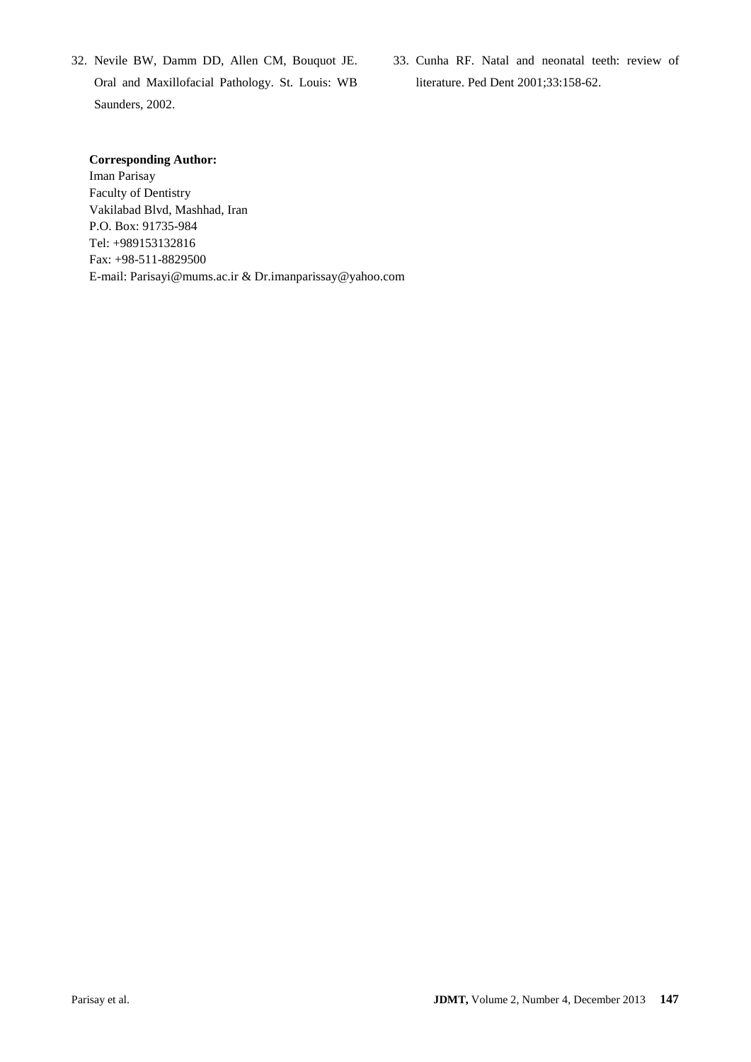32. Nevile BW, Damm DD, Allen CM, Bouquot JE. Oral and Maxillofacial Pathology. St. Louis: WB Saunders, 2002.
33. Cunha RF. Natal and neonatal teeth: review of literature. Ped Dent 2001;33:158-62.

**Corresponding Author:**
Iman Parisay
Faculty of Dentistry
Vakilabad Blvd, Mashhad, Iran
P.O. Box: 91735-984
Tel: +989153132816
Fax: +98-511-8829500
E-mail: Parisayi@mums.ac.ir & Dr.imanparissay@yahoo.com